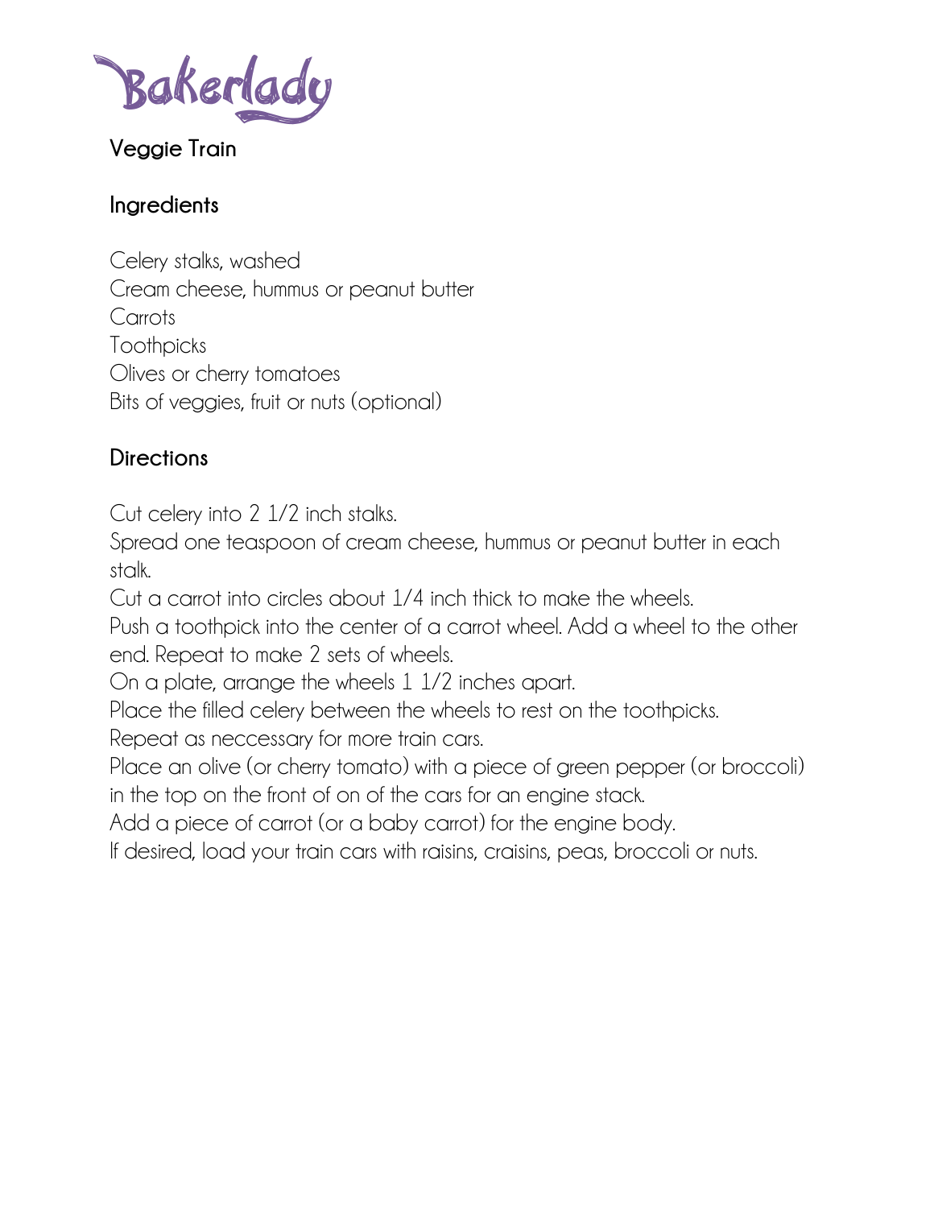# Bakerlady

## Veggie Train

### Ingredients

Celery stalks, washed
Cream cheese, hummus or peanut butter
Carrots
Toothpicks
Olives or cherry tomatoes
Bits of veggies, fruit or nuts (optional)

### Directions

Cut celery into 2 1/2 inch stalks.
Spread one teaspoon of cream cheese, hummus or peanut butter in each stalk.
Cut a carrot into circles about 1/4 inch thick to make the wheels.
Push a toothpick into the center of a carrot wheel. Add a wheel to the other end. Repeat to make 2 sets of wheels.
On a plate, arrange the wheels 1 1/2 inches apart.
Place the filled celery between the wheels to rest on the toothpicks.
Repeat as neccessary for more train cars.
Place an olive (or cherry tomato) with a piece of green pepper (or broccoli) in the top on the front of on of the cars for an engine stack.
Add a piece of carrot (or a baby carrot) for the engine body.
If desired, load your train cars with raisins, craisins, peas, broccoli or nuts.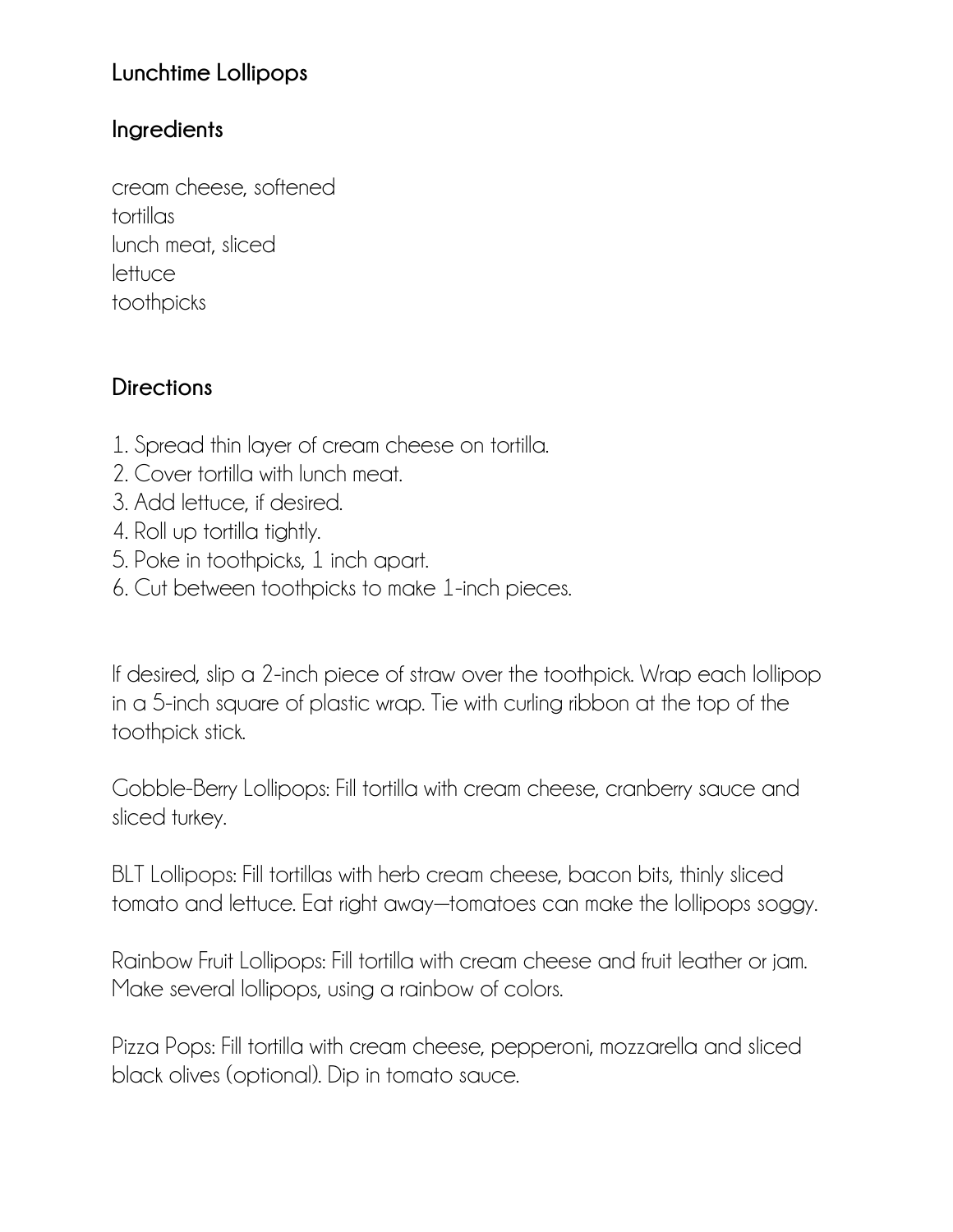## Lunchtime Lollipops

### Ingredients

cream cheese, softened
tortillas
lunch meat, sliced
lettuce
toothpicks

### Directions

1. Spread thin layer of cream cheese on tortilla.
2. Cover tortilla with lunch meat.
3. Add lettuce, if desired.
4. Roll up tortilla tightly.
5. Poke in toothpicks, 1 inch apart.
6. Cut between toothpicks to make 1-inch pieces.

If desired, slip a 2-inch piece of straw over the toothpick. Wrap each lollipop in a 5-inch square of plastic wrap. Tie with curling ribbon at the top of the toothpick stick.

Gobble-Berry Lollipops: Fill tortilla with cream cheese, cranberry sauce and sliced turkey.

BLT Lollipops: Fill tortillas with herb cream cheese, bacon bits, thinly sliced tomato and lettuce. Eat right away—tomatoes can make the lollipops soggy.

Rainbow Fruit Lollipops: Fill tortilla with cream cheese and fruit leather or jam. Make several lollipops, using a rainbow of colors.

Pizza Pops: Fill tortilla with cream cheese, pepperoni, mozzarella and sliced black olives (optional). Dip in tomato sauce.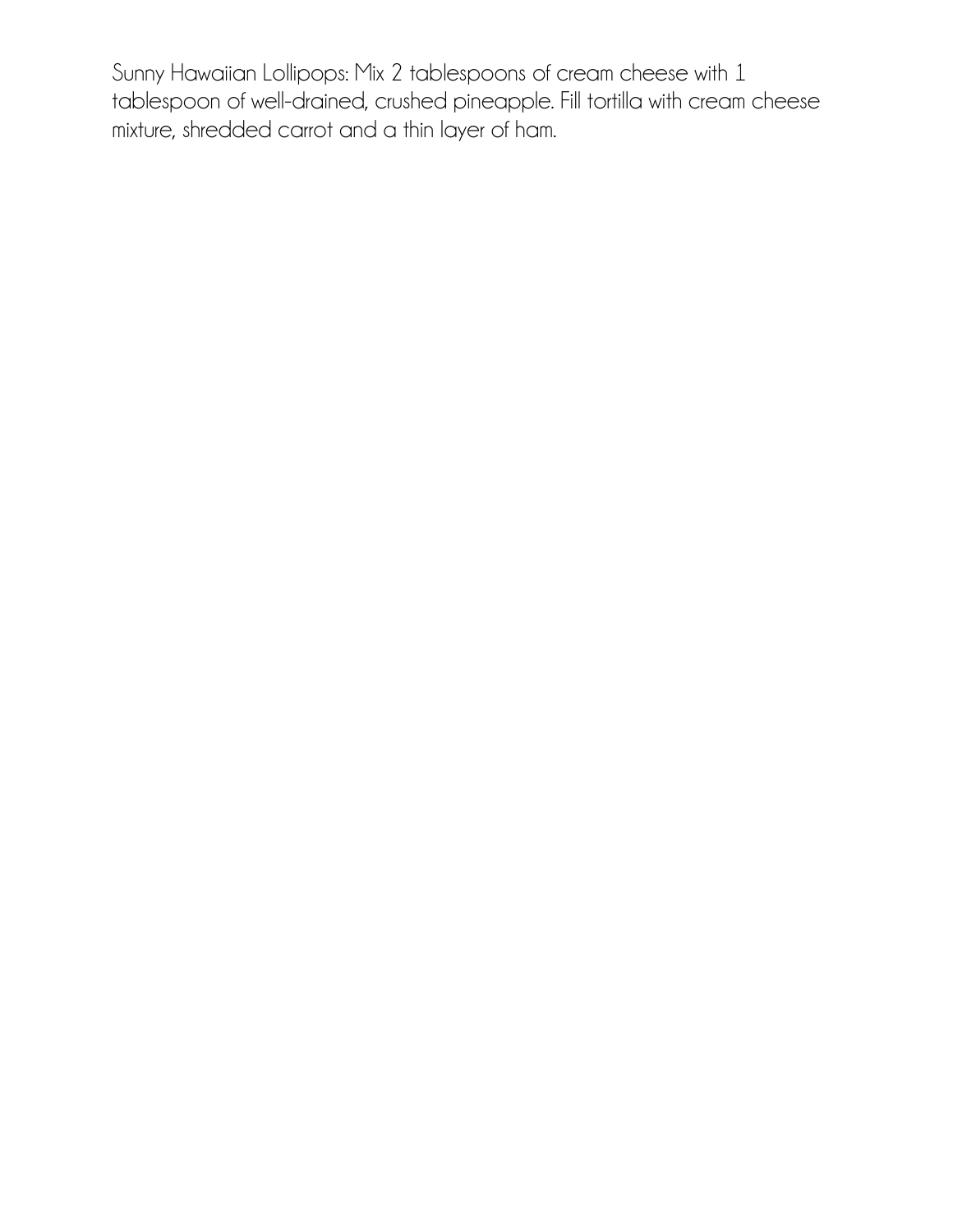Sunny Hawaiian Lollipops: Mix 2 tablespoons of cream cheese with 1 tablespoon of well-drained, crushed pineapple. Fill tortilla with cream cheese mixture, shredded carrot and a thin layer of ham.